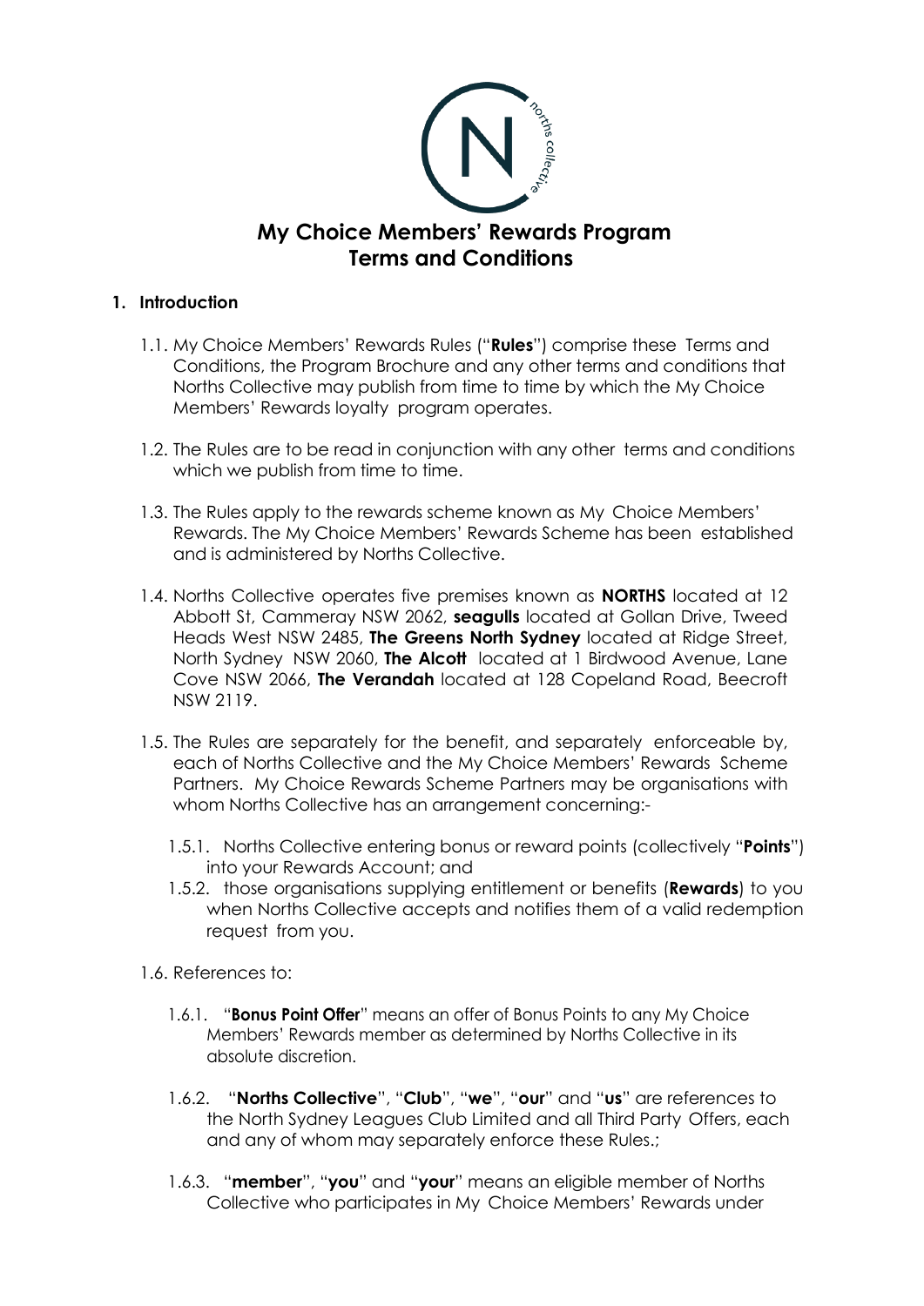# My Choice Members' Rewards Program Terms and Conditions

## 1. Introduction

1.1. My Choice Members' Rewards Rules ("**Rules**") comprise these Terms and Conditions, the Program Brochure and any other terms and conditions that Norths Collective may publish from time to time by which the My Choice Members' Rewards loyalty program operates.

1.2. The Rules are to be read in conjunction with any other terms and conditions which we publish from time to time.

1.3. The Rules apply to the rewards scheme known as My Choice Members' Rewards. The My Choice Members' Rewards Scheme has been established and is administered by Norths Collective.

1.4. Norths Collective operates five premises known as **NORTHS** located at 12 Abbott St, Cammeray NSW 2062, **seagulls** located at Gollan Drive, Tweed Heads West NSW 2485, **The Greens North Sydney** located at Ridge Street, North Sydney NSW 2060, **The Alcott** located at 1 Birdwood Avenue, Lane Cove NSW 2066, **The Verandah** located at 128 Copeland Road, Beecroft NSW 2119.

1.5. The Rules are separately for the benefit, and separately enforceable by, each of Norths Collective and the My Choice Members' Rewards Scheme Partners. My Choice Rewards Scheme Partners may be organisations with whom Norths Collective has an arrangement concerning:-

1.5.1. Norths Collective entering bonus or reward points (collectively "**Points**") into your Rewards Account; and

1.5.2. those organisations supplying entitlement or benefits (**Rewards**) to you when Norths Collective accepts and notifies them of a valid redemption request from you.

1.6. References to:

1.6.1. "**Bonus Point Offer**" means an offer of Bonus Points to any My Choice Members' Rewards member as determined by Norths Collective in its absolute discretion.

1.6.2. "**Norths Collective**", "**Club**", "**we**", "**our**" and "**us**" are references to the North Sydney Leagues Club Limited and all Third Party Offers, each and any of whom may separately enforce these Rules.;

1.6.3. "**member**", "**you**" and "**your**" means an eligible member of Norths Collective who participates in My Choice Members' Rewards under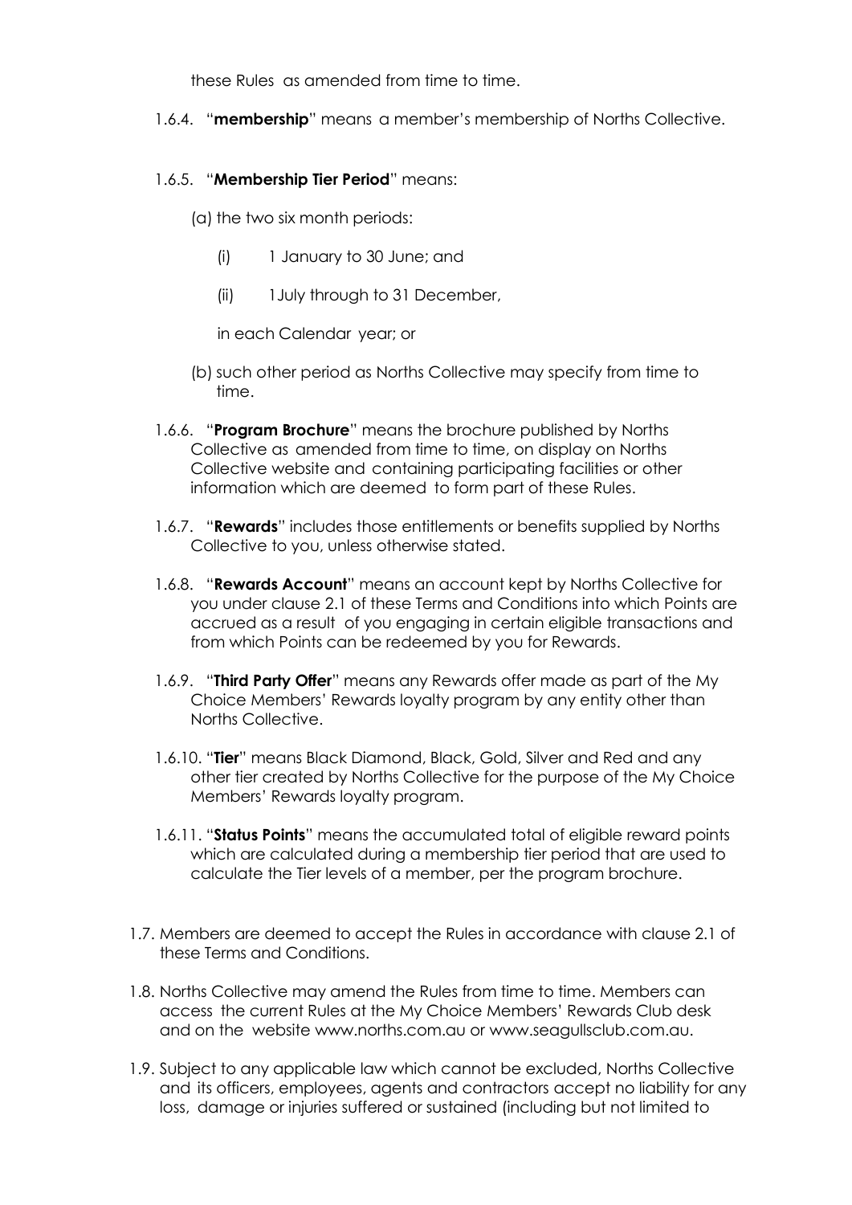these Rules as amended from time to time.

1.6.4. "**membership**" means a member's membership of Norths Collective.

1.6.5. "**Membership Tier Period**" means:

(a) the two six month periods:

(i) 1 January to 30 June; and

(ii) 1July through to 31 December,

in each Calendar year; or

(b) such other period as Norths Collective may specify from time to time.

1.6.6. "**Program Brochure**" means the brochure published by Norths Collective as amended from time to time, on display on Norths Collective website and containing participating facilities or other information which are deemed to form part of these Rules.

1.6.7. "**Rewards**" includes those entitlements or benefits supplied by Norths Collective to you, unless otherwise stated.

1.6.8. "**Rewards Account**" means an account kept by Norths Collective for you under clause 2.1 of these Terms and Conditions into which Points are accrued as a result of you engaging in certain eligible transactions and from which Points can be redeemed by you for Rewards.

1.6.9. "**Third Party Offer**" means any Rewards offer made as part of the My Choice Members' Rewards loyalty program by any entity other than Norths Collective.

1.6.10. "**Tier**" means Black Diamond, Black, Gold, Silver and Red and any other tier created by Norths Collective for the purpose of the My Choice Members' Rewards loyalty program.

1.6.11. "**Status Points**" means the accumulated total of eligible reward points which are calculated during a membership tier period that are used to calculate the Tier levels of a member, per the program brochure.

1.7. Members are deemed to accept the Rules in accordance with clause 2.1 of these Terms and Conditions.

1.8. Norths Collective may amend the Rules from time to time. Members can access the current Rules at the My Choice Members' Rewards Club desk and on the website www.norths.com.au or www.seagullsclub.com.au.

1.9. Subject to any applicable law which cannot be excluded, Norths Collective and its officers, employees, agents and contractors accept no liability for any loss, damage or injuries suffered or sustained (including but not limited to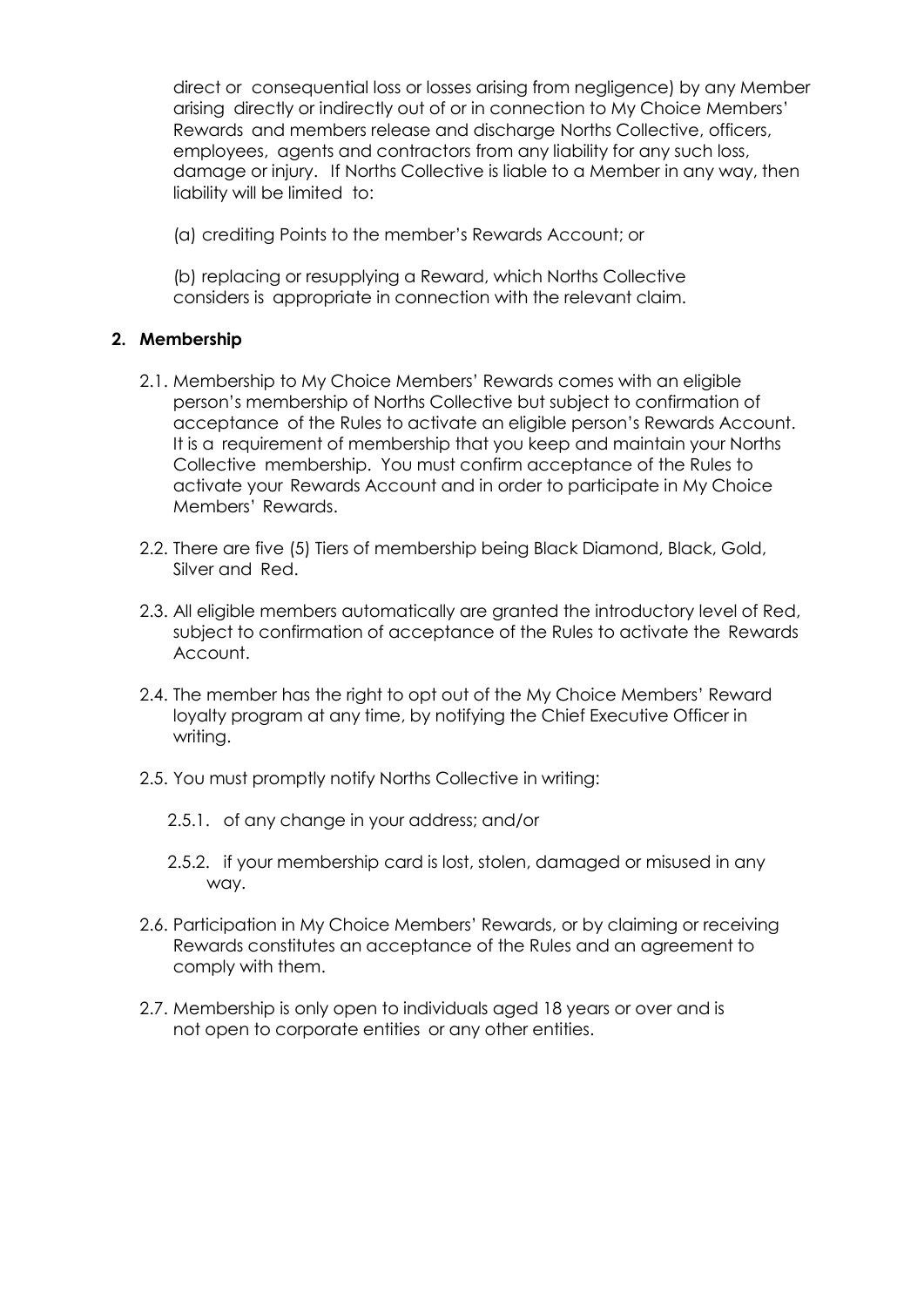direct or consequential loss or losses arising from negligence) by any Member arising directly or indirectly out of or in connection to My Choice Members' Rewards and members release and discharge Norths Collective, officers, employees, agents and contractors from any liability for any such loss, damage or injury. If Norths Collective is liable to a Member in any way, then liability will be limited to:

(a) crediting Points to the member's Rewards Account; or

(b) replacing or resupplying a Reward, which Norths Collective considers is appropriate in connection with the relevant claim.

## 2. Membership

2.1. Membership to My Choice Members' Rewards comes with an eligible person's membership of Norths Collective but subject to confirmation of acceptance of the Rules to activate an eligible person's Rewards Account. It is a requirement of membership that you keep and maintain your Norths Collective membership. You must confirm acceptance of the Rules to activate your Rewards Account and in order to participate in My Choice Members' Rewards.

2.2. There are five (5) Tiers of membership being Black Diamond, Black, Gold, Silver and Red.

2.3. All eligible members automatically are granted the introductory level of Red, subject to confirmation of acceptance of the Rules to activate the Rewards Account.

2.4. The member has the right to opt out of the My Choice Members' Reward loyalty program at any time, by notifying the Chief Executive Officer in writing.

2.5. You must promptly notify Norths Collective in writing:

2.5.1. of any change in your address; and/or

2.5.2. if your membership card is lost, stolen, damaged or misused in any way.

2.6. Participation in My Choice Members' Rewards, or by claiming or receiving Rewards constitutes an acceptance of the Rules and an agreement to comply with them.

2.7. Membership is only open to individuals aged 18 years or over and is not open to corporate entities or any other entities.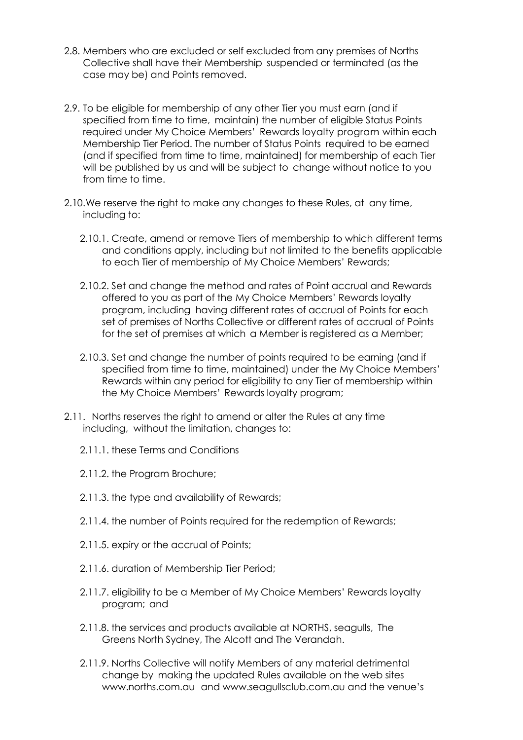2.8. Members who are excluded or self excluded from any premises of Norths Collective shall have their Membership suspended or terminated (as the case may be) and Points removed.

2.9. To be eligible for membership of any other Tier you must earn (and if specified from time to time, maintain) the number of eligible Status Points required under My Choice Members' Rewards loyalty program within each Membership Tier Period. The number of Status Points required to be earned (and if specified from time to time, maintained) for membership of each Tier will be published by us and will be subject to change without notice to you from time to time.

2.10. We reserve the right to make any changes to these Rules, at any time, including to:

2.10.1. Create, amend or remove Tiers of membership to which different terms and conditions apply, including but not limited to the benefits applicable to each Tier of membership of My Choice Members' Rewards;

2.10.2. Set and change the method and rates of Point accrual and Rewards offered to you as part of the My Choice Members' Rewards loyalty program, including having different rates of accrual of Points for each set of premises of Norths Collective or different rates of accrual of Points for the set of premises at which a Member is registered as a Member;

2.10.3. Set and change the number of points required to be earning (and if specified from time to time, maintained) under the My Choice Members' Rewards within any period for eligibility to any Tier of membership within the My Choice Members' Rewards loyalty program;

2.11. Norths reserves the right to amend or alter the Rules at any time including, without the limitation, changes to:

2.11.1. these Terms and Conditions

2.11.2. the Program Brochure;

2.11.3. the type and availability of Rewards;

2.11.4. the number of Points required for the redemption of Rewards;

2.11.5. expiry or the accrual of Points;

2.11.6. duration of Membership Tier Period;

2.11.7. eligibility to be a Member of My Choice Members' Rewards loyalty program; and

2.11.8. the services and products available at NORTHS, seagulls, The Greens North Sydney, The Alcott and The Verandah.

2.11.9. Norths Collective will notify Members of any material detrimental change by making the updated Rules available on the web sites www.norths.com.au and www.seagullsclub.com.au and the venue's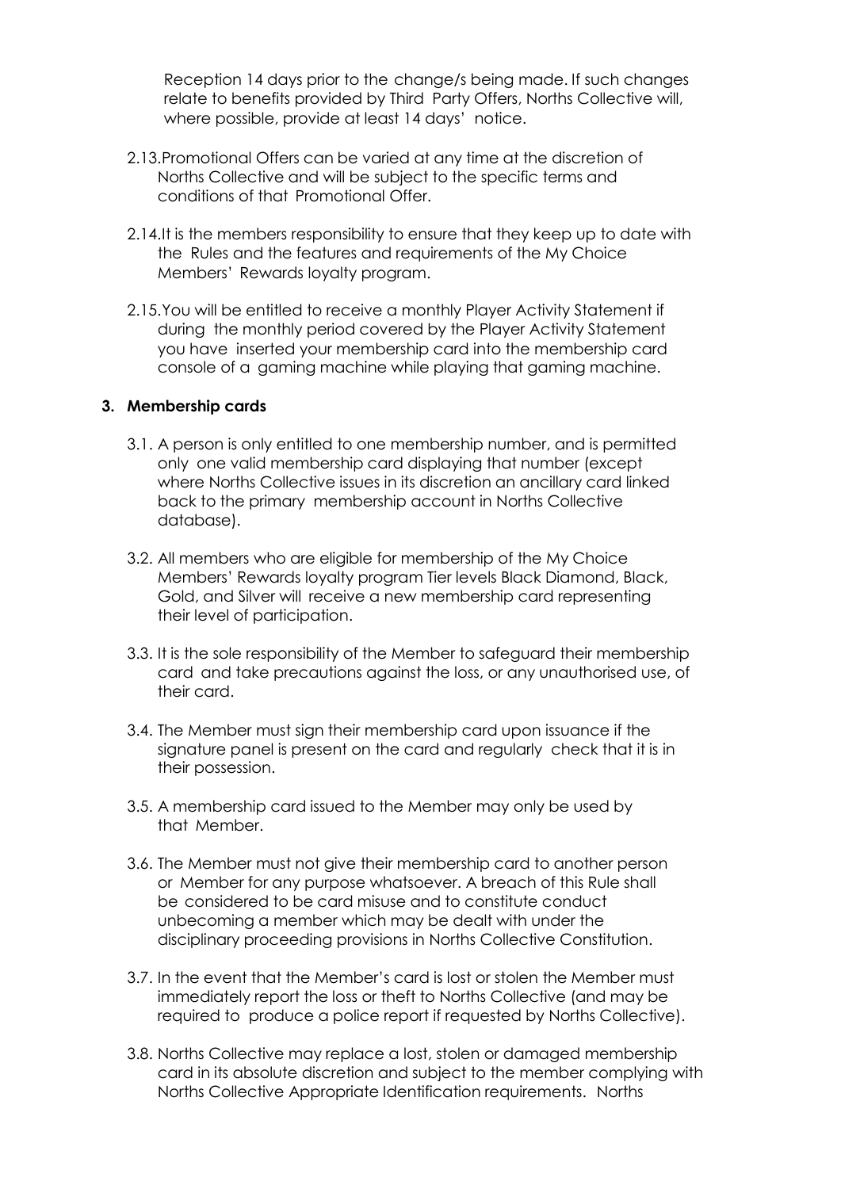Reception 14 days prior to the change/s being made. If such changes relate to benefits provided by Third Party Offers, Norths Collective will, where possible, provide at least 14 days' notice.

2.13. Promotional Offers can be varied at any time at the discretion of Norths Collective and will be subject to the specific terms and conditions of that Promotional Offer.

2.14. It is the members responsibility to ensure that they keep up to date with the Rules and the features and requirements of the My Choice Members' Rewards loyalty program.

2.15. You will be entitled to receive a monthly Player Activity Statement if during the monthly period covered by the Player Activity Statement you have inserted your membership card into the membership card console of a gaming machine while playing that gaming machine.

## 3. Membership cards

3.1. A person is only entitled to one membership number, and is permitted only one valid membership card displaying that number (except where Norths Collective issues in its discretion an ancillary card linked back to the primary membership account in Norths Collective database).

3.2. All members who are eligible for membership of the My Choice Members' Rewards loyalty program Tier levels Black Diamond, Black, Gold, and Silver will receive a new membership card representing their level of participation.

3.3. It is the sole responsibility of the Member to safeguard their membership card and take precautions against the loss, or any unauthorised use, of their card.

3.4. The Member must sign their membership card upon issuance if the signature panel is present on the card and regularly check that it is in their possession.

3.5. A membership card issued to the Member may only be used by that Member.

3.6. The Member must not give their membership card to another person or Member for any purpose whatsoever. A breach of this Rule shall be considered to be card misuse and to constitute conduct unbecoming a member which may be dealt with under the disciplinary proceeding provisions in Norths Collective Constitution.

3.7. In the event that the Member's card is lost or stolen the Member must immediately report the loss or theft to Norths Collective (and may be required to produce a police report if requested by Norths Collective).

3.8. Norths Collective may replace a lost, stolen or damaged membership card in its absolute discretion and subject to the member complying with Norths Collective Appropriate Identification requirements. Norths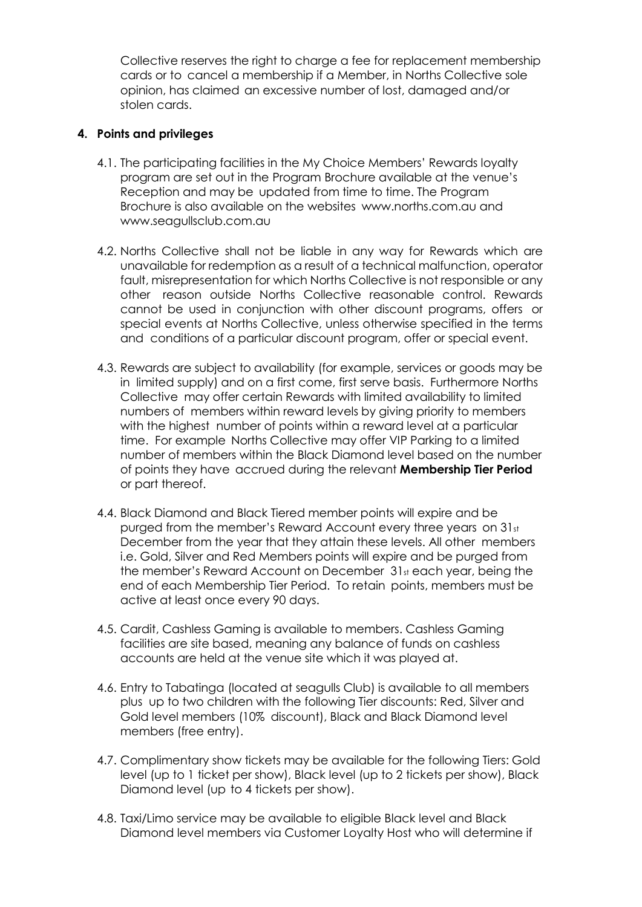Collective reserves the right to charge a fee for replacement membership cards or to cancel a membership if a Member, in Norths Collective sole opinion, has claimed an excessive number of lost, damaged and/or stolen cards.

**4. Points and privileges**

4.1. The participating facilities in the My Choice Members' Rewards loyalty program are set out in the Program Brochure available at the venue's Reception and may be updated from time to time. The Program Brochure is also available on the websites www.norths.com.au and www.seagullsclub.com.au

4.2. Norths Collective shall not be liable in any way for Rewards which are unavailable for redemption as a result of a technical malfunction, operator fault, misrepresentation for which Norths Collective is not responsible or any other reason outside Norths Collective reasonable control. Rewards cannot be used in conjunction with other discount programs, offers or special events at Norths Collective, unless otherwise specified in the terms and conditions of a particular discount program, offer or special event.

4.3. Rewards are subject to availability (for example, services or goods may be in limited supply) and on a first come, first serve basis. Furthermore Norths Collective may offer certain Rewards with limited availability to limited numbers of members within reward levels by giving priority to members with the highest number of points within a reward level at a particular time. For example Norths Collective may offer VIP Parking to a limited number of members within the Black Diamond level based on the number of points they have accrued during the relevant **Membership Tier Period** or part thereof.

4.4. Black Diamond and Black Tiered member points will expire and be purged from the member's Reward Account every three years on 31st December from the year that they attain these levels. All other members i.e. Gold, Silver and Red Members points will expire and be purged from the member's Reward Account on December 31st each year, being the end of each Membership Tier Period. To retain points, members must be active at least once every 90 days.

4.5. Cardit, Cashless Gaming is available to members. Cashless Gaming facilities are site based, meaning any balance of funds on cashless accounts are held at the venue site which it was played at.

4.6. Entry to Tabatinga (located at seagulls Club) is available to all members plus up to two children with the following Tier discounts: Red, Silver and Gold level members (10% discount), Black and Black Diamond level members (free entry).

4.7. Complimentary show tickets may be available for the following Tiers: Gold level (up to 1 ticket per show), Black level (up to 2 tickets per show), Black Diamond level (up to 4 tickets per show).

4.8. Taxi/Limo service may be available to eligible Black level and Black Diamond level members via Customer Loyalty Host who will determine if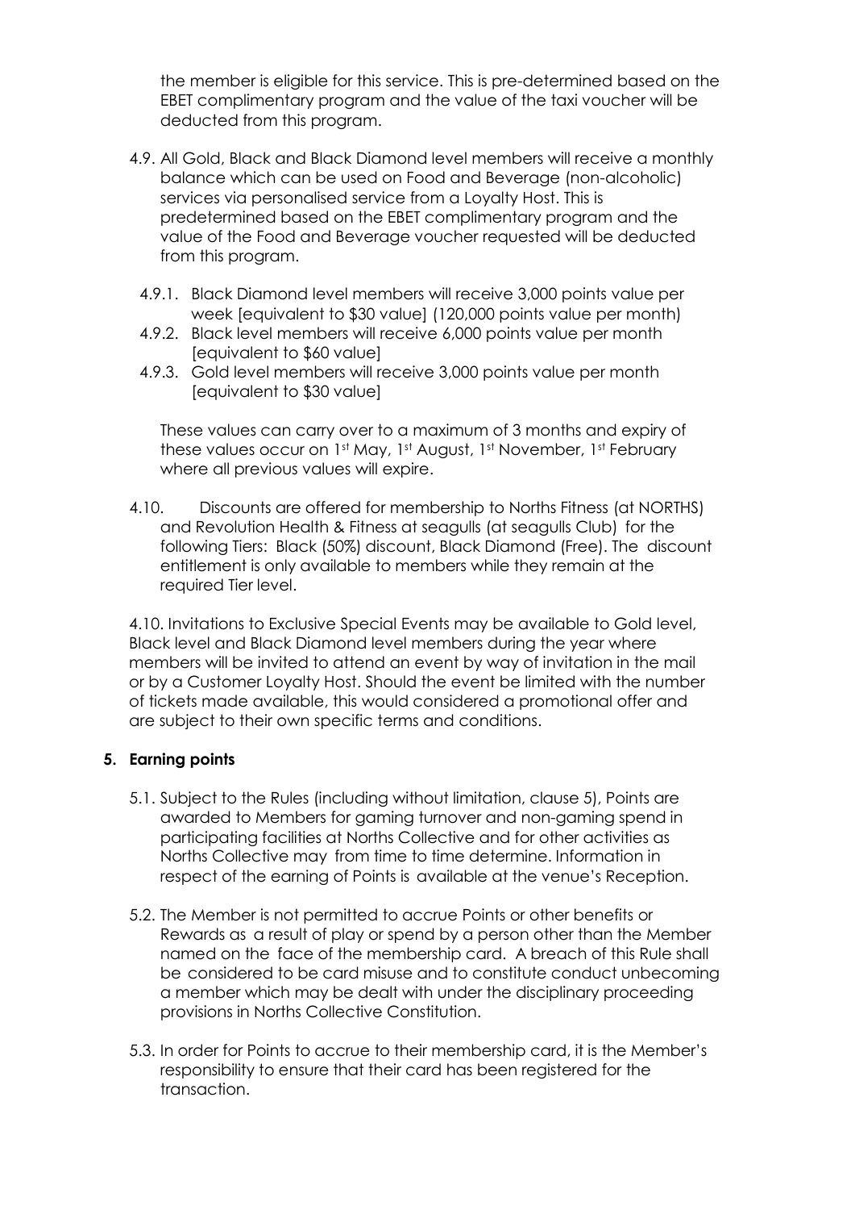the member is eligible for this service. This is pre-determined based on the EBET complimentary program and the value of the taxi voucher will be deducted from this program.

4.9. All Gold, Black and Black Diamond level members will receive a monthly balance which can be used on Food and Beverage (non-alcoholic) services via personalised service from a Loyalty Host. This is predetermined based on the EBET complimentary program and the value of the Food and Beverage voucher requested will be deducted from this program.

   4.9.1. Black Diamond level members will receive 3,000 points value per week [equivalent to $30 value] (120,000 points value per month)
   4.9.2. Black level members will receive 6,000 points value per month [equivalent to $60 value]
   4.9.3. Gold level members will receive 3,000 points value per month [equivalent to $30 value]

   These values can carry over to a maximum of 3 months and expiry of these values occur on 1st May, 1st August, 1st November, 1st February where all previous values will expire.

4.10. Discounts are offered for membership to Norths Fitness (at NORTHS) and Revolution Health & Fitness at seagulls (at seagulls Club) for the following Tiers: Black (50%) discount, Black Diamond (Free). The discount entitlement is only available to members while they remain at the required Tier level.

4.10. Invitations to Exclusive Special Events may be available to Gold level, Black level and Black Diamond level members during the year where members will be invited to attend an event by way of invitation in the mail or by a Customer Loyalty Host. Should the event be limited with the number of tickets made available, this would considered a promotional offer and are subject to their own specific terms and conditions.

## 5. Earning points

5.1. Subject to the Rules (including without limitation, clause 5), Points are awarded to Members for gaming turnover and non-gaming spend in participating facilities at Norths Collective and for other activities as Norths Collective may from time to time determine. Information in respect of the earning of Points is available at the venue's Reception.

5.2. The Member is not permitted to accrue Points or other benefits or Rewards as a result of play or spend by a person other than the Member named on the face of the membership card. A breach of this Rule shall be considered to be card misuse and to constitute conduct unbecoming a member which may be dealt with under the disciplinary proceeding provisions in Norths Collective Constitution.

5.3. In order for Points to accrue to their membership card, it is the Member's responsibility to ensure that their card has been registered for the transaction.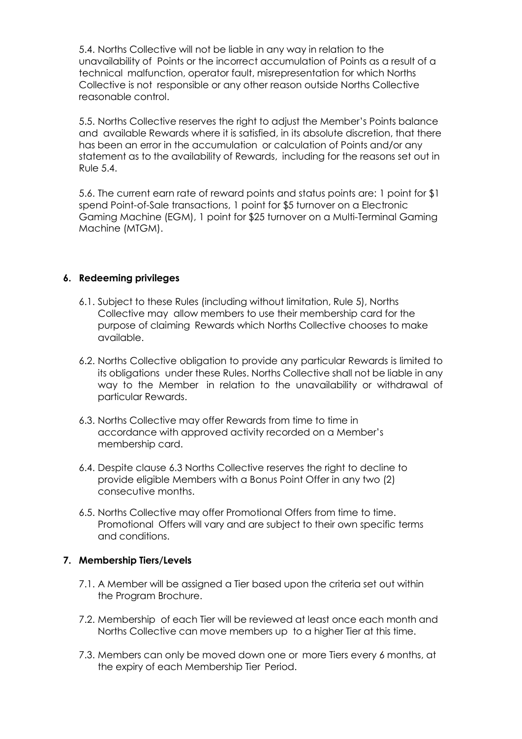5.4. Norths Collective will not be liable in any way in relation to the unavailability of Points or the incorrect accumulation of Points as a result of a technical malfunction, operator fault, misrepresentation for which Norths Collective is not responsible or any other reason outside Norths Collective reasonable control.

5.5. Norths Collective reserves the right to adjust the Member's Points balance and available Rewards where it is satisfied, in its absolute discretion, that there has been an error in the accumulation or calculation of Points and/or any statement as to the availability of Rewards, including for the reasons set out in Rule 5.4.

5.6. The current earn rate of reward points and status points are: 1 point for $1 spend Point-of-Sale transactions, 1 point for $5 turnover on a Electronic Gaming Machine (EGM), 1 point for $25 turnover on a Multi-Terminal Gaming Machine (MTGM).

## 6. Redeeming privileges

6.1. Subject to these Rules (including without limitation, Rule 5), Norths Collective may allow members to use their membership card for the purpose of claiming Rewards which Norths Collective chooses to make available.

6.2. Norths Collective obligation to provide any particular Rewards is limited to its obligations under these Rules. Norths Collective shall not be liable in any way to the Member in relation to the unavailability or withdrawal of particular Rewards.

6.3. Norths Collective may offer Rewards from time to time in accordance with approved activity recorded on a Member's membership card.

6.4. Despite clause 6.3 Norths Collective reserves the right to decline to provide eligible Members with a Bonus Point Offer in any two (2) consecutive months.

6.5. Norths Collective may offer Promotional Offers from time to time. Promotional Offers will vary and are subject to their own specific terms and conditions.

## 7. Membership Tiers/Levels

7.1. A Member will be assigned a Tier based upon the criteria set out within the Program Brochure.

7.2. Membership of each Tier will be reviewed at least once each month and Norths Collective can move members up to a higher Tier at this time.

7.3. Members can only be moved down one or more Tiers every 6 months, at the expiry of each Membership Tier Period.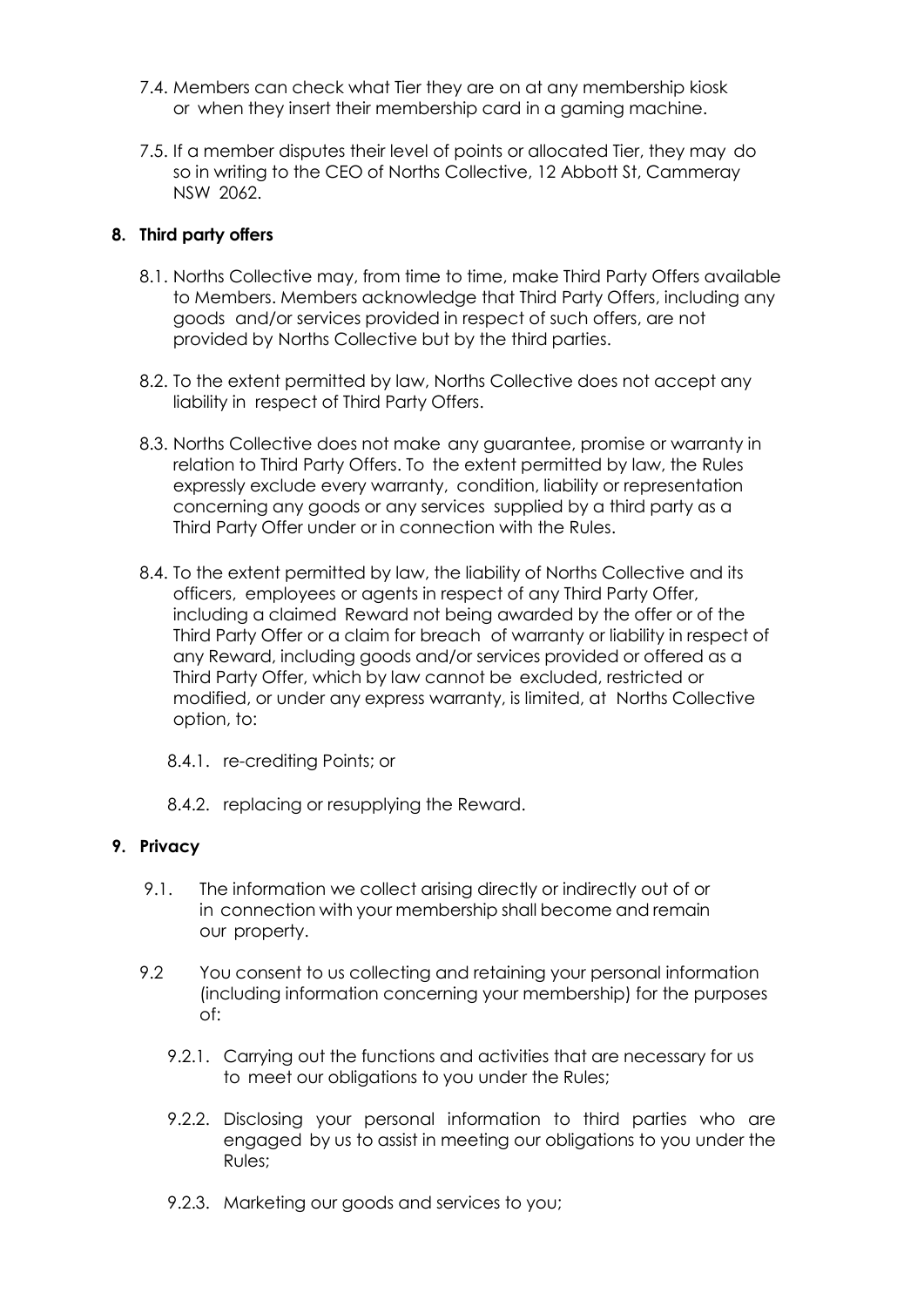7.4. Members can check what Tier they are on at any membership kiosk or when they insert their membership card in a gaming machine.

7.5. If a member disputes their level of points or allocated Tier, they may do so in writing to the CEO of Norths Collective, 12 Abbott St, Cammeray NSW 2062.

## 8. Third party offers

8.1. Norths Collective may, from time to time, make Third Party Offers available to Members. Members acknowledge that Third Party Offers, including any goods and/or services provided in respect of such offers, are not provided by Norths Collective but by the third parties.

8.2. To the extent permitted by law, Norths Collective does not accept any liability in respect of Third Party Offers.

8.3. Norths Collective does not make any guarantee, promise or warranty in relation to Third Party Offers. To the extent permitted by law, the Rules expressly exclude every warranty, condition, liability or representation concerning any goods or any services supplied by a third party as a Third Party Offer under or in connection with the Rules.

8.4. To the extent permitted by law, the liability of Norths Collective and its officers, employees or agents in respect of any Third Party Offer, including a claimed Reward not being awarded by the offer or of the Third Party Offer or a claim for breach of warranty or liability in respect of any Reward, including goods and/or services provided or offered as a Third Party Offer, which by law cannot be excluded, restricted or modified, or under any express warranty, is limited, at Norths Collective option, to:

8.4.1. re-crediting Points; or

8.4.2. replacing or resupplying the Reward.

## 9. Privacy

9.1. The information we collect arising directly or indirectly out of or in connection with your membership shall become and remain our property.

9.2 You consent to us collecting and retaining your personal information (including information concerning your membership) for the purposes of:

9.2.1. Carrying out the functions and activities that are necessary for us to meet our obligations to you under the Rules;

9.2.2. Disclosing your personal information to third parties who are engaged by us to assist in meeting our obligations to you under the Rules;

9.2.3. Marketing our goods and services to you;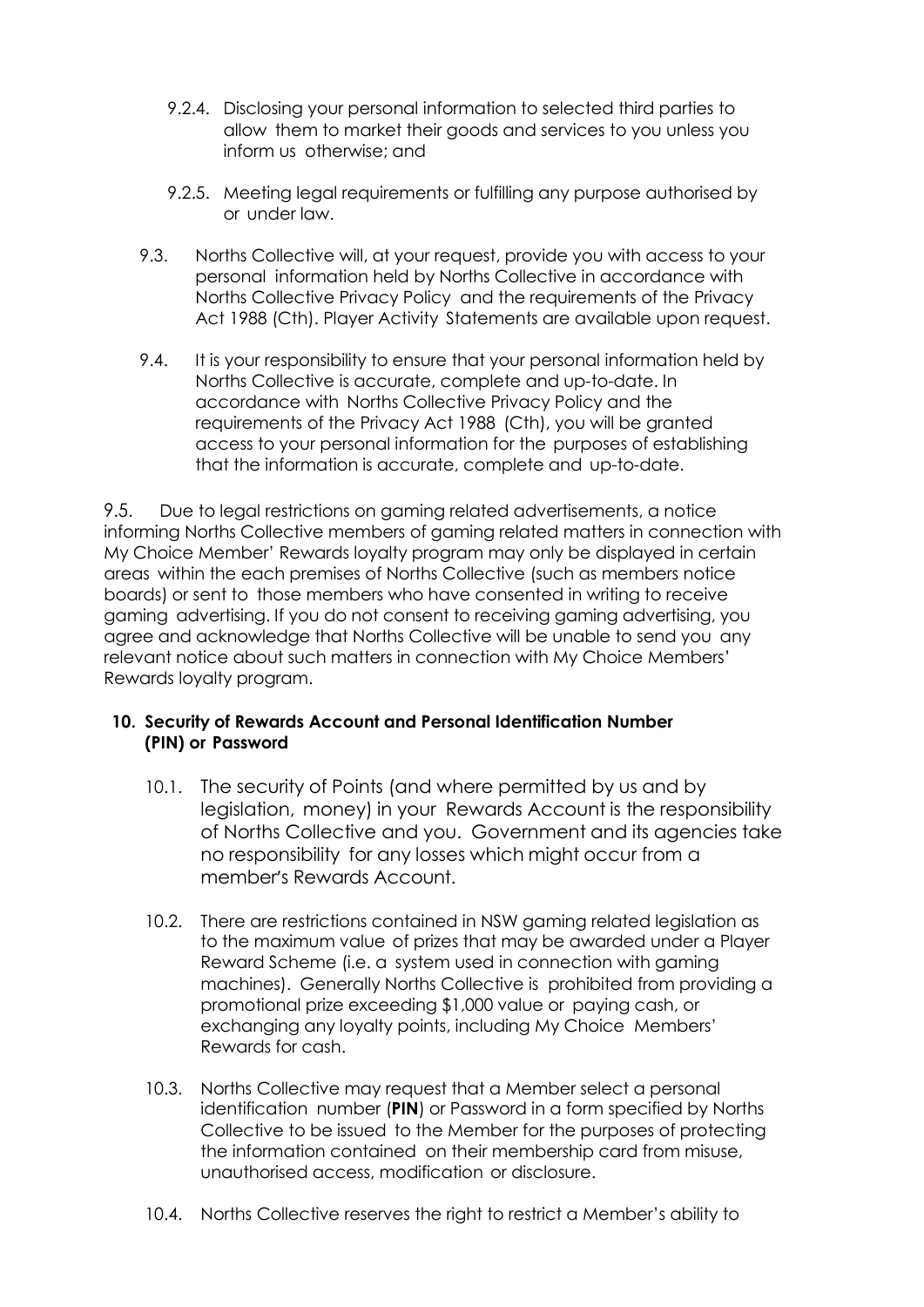9.2.4. Disclosing your personal information to selected third parties to allow them to market their goods and services to you unless you inform us otherwise; and

9.2.5. Meeting legal requirements or fulfilling any purpose authorised by or under law.

9.3. Norths Collective will, at your request, provide you with access to your personal information held by Norths Collective in accordance with Norths Collective Privacy Policy and the requirements of the Privacy Act 1988 (Cth). Player Activity Statements are available upon request.

9.4. It is your responsibility to ensure that your personal information held by Norths Collective is accurate, complete and up-to-date. In accordance with Norths Collective Privacy Policy and the requirements of the Privacy Act 1988 (Cth), you will be granted access to your personal information for the purposes of establishing that the information is accurate, complete and up-to-date.

9.5. Due to legal restrictions on gaming related advertisements, a notice informing Norths Collective members of gaming related matters in connection with My Choice Member' Rewards loyalty program may only be displayed in certain areas within the each premises of Norths Collective (such as members notice boards) or sent to those members who have consented in writing to receive gaming advertising. If you do not consent to receiving gaming advertising, you agree and acknowledge that Norths Collective will be unable to send you any relevant notice about such matters in connection with My Choice Members' Rewards loyalty program.

**10. Security of Rewards Account and Personal Identification Number (PIN) or Password**

10.1. The security of Points (and where permitted by us and by legislation, money) in your Rewards Account is the responsibility of Norths Collective and you. Government and its agencies take no responsibility for any losses which might occur from a member's Rewards Account.

10.2. There are restrictions contained in NSW gaming related legislation as to the maximum value of prizes that may be awarded under a Player Reward Scheme (i.e. a system used in connection with gaming machines). Generally Norths Collective is prohibited from providing a promotional prize exceeding $1,000 value or paying cash, or exchanging any loyalty points, including My Choice Members' Rewards for cash.

10.3. Norths Collective may request that a Member select a personal identification number (**PIN**) or Password in a form specified by Norths Collective to be issued to the Member for the purposes of protecting the information contained on their membership card from misuse, unauthorised access, modification or disclosure.

10.4. Norths Collective reserves the right to restrict a Member's ability to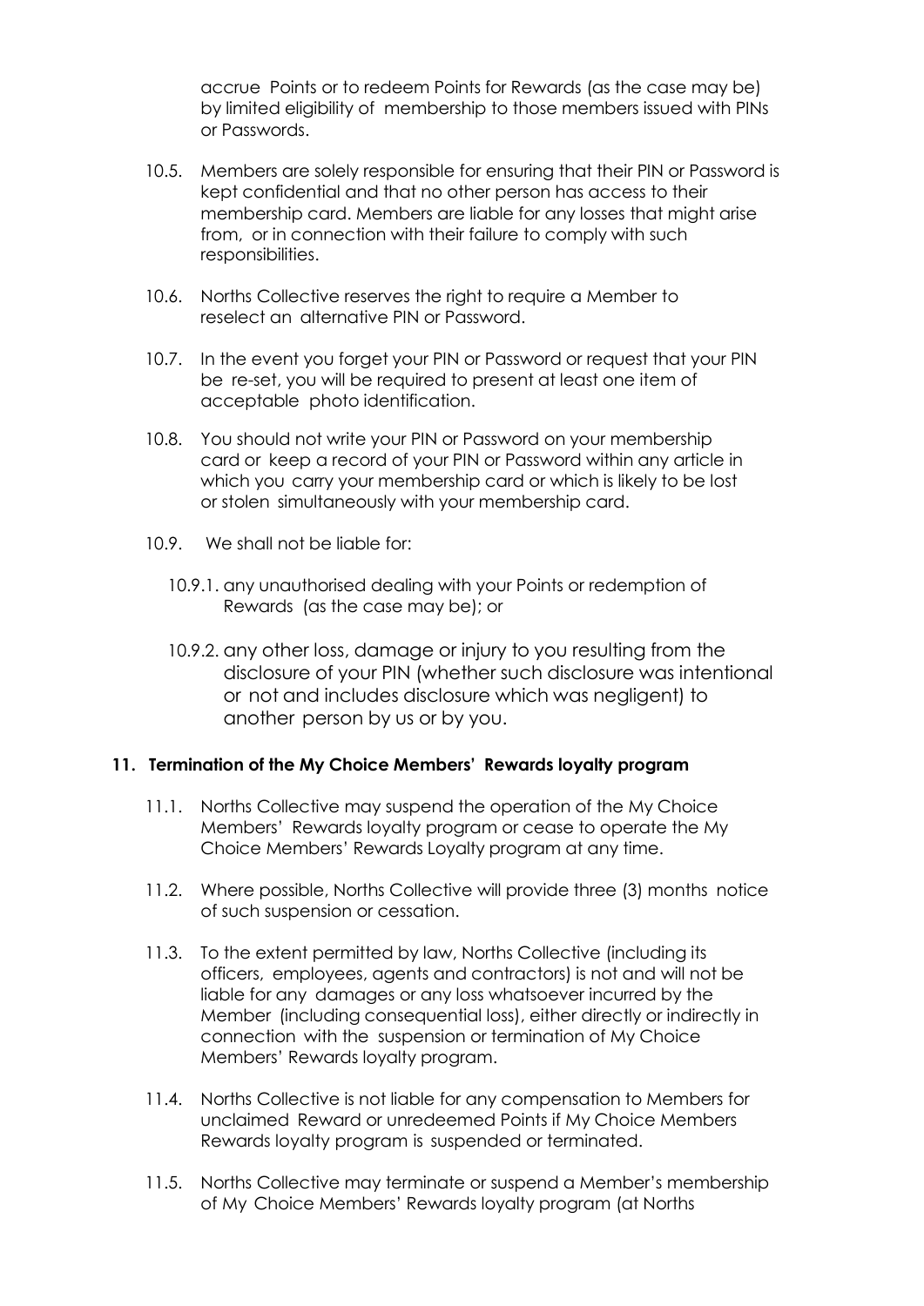accrue Points or to redeem Points for Rewards (as the case may be) by limited eligibility of membership to those members issued with PINs or Passwords.

10.5. Members are solely responsible for ensuring that their PIN or Password is kept confidential and that no other person has access to their membership card. Members are liable for any losses that might arise from, or in connection with their failure to comply with such responsibilities.

10.6. Norths Collective reserves the right to require a Member to reselect an alternative PIN or Password.

10.7. In the event you forget your PIN or Password or request that your PIN be re-set, you will be required to present at least one item of acceptable photo identification.

10.8. You should not write your PIN or Password on your membership card or keep a record of your PIN or Password within any article in which you carry your membership card or which is likely to be lost or stolen simultaneously with your membership card.

10.9. We shall not be liable for:

10.9.1. any unauthorised dealing with your Points or redemption of Rewards (as the case may be); or

10.9.2. any other loss, damage or injury to you resulting from the disclosure of your PIN (whether such disclosure was intentional or not and includes disclosure which was negligent) to another person by us or by you.

### 11. Termination of the My Choice Members' Rewards loyalty program

11.1. Norths Collective may suspend the operation of the My Choice Members' Rewards loyalty program or cease to operate the My Choice Members' Rewards Loyalty program at any time.

11.2. Where possible, Norths Collective will provide three (3) months notice of such suspension or cessation.

11.3. To the extent permitted by law, Norths Collective (including its officers, employees, agents and contractors) is not and will not be liable for any damages or any loss whatsoever incurred by the Member (including consequential loss), either directly or indirectly in connection with the suspension or termination of My Choice Members' Rewards loyalty program.

11.4. Norths Collective is not liable for any compensation to Members for unclaimed Reward or unredeemed Points if My Choice Members Rewards loyalty program is suspended or terminated.

11.5. Norths Collective may terminate or suspend a Member's membership of My Choice Members' Rewards loyalty program (at Norths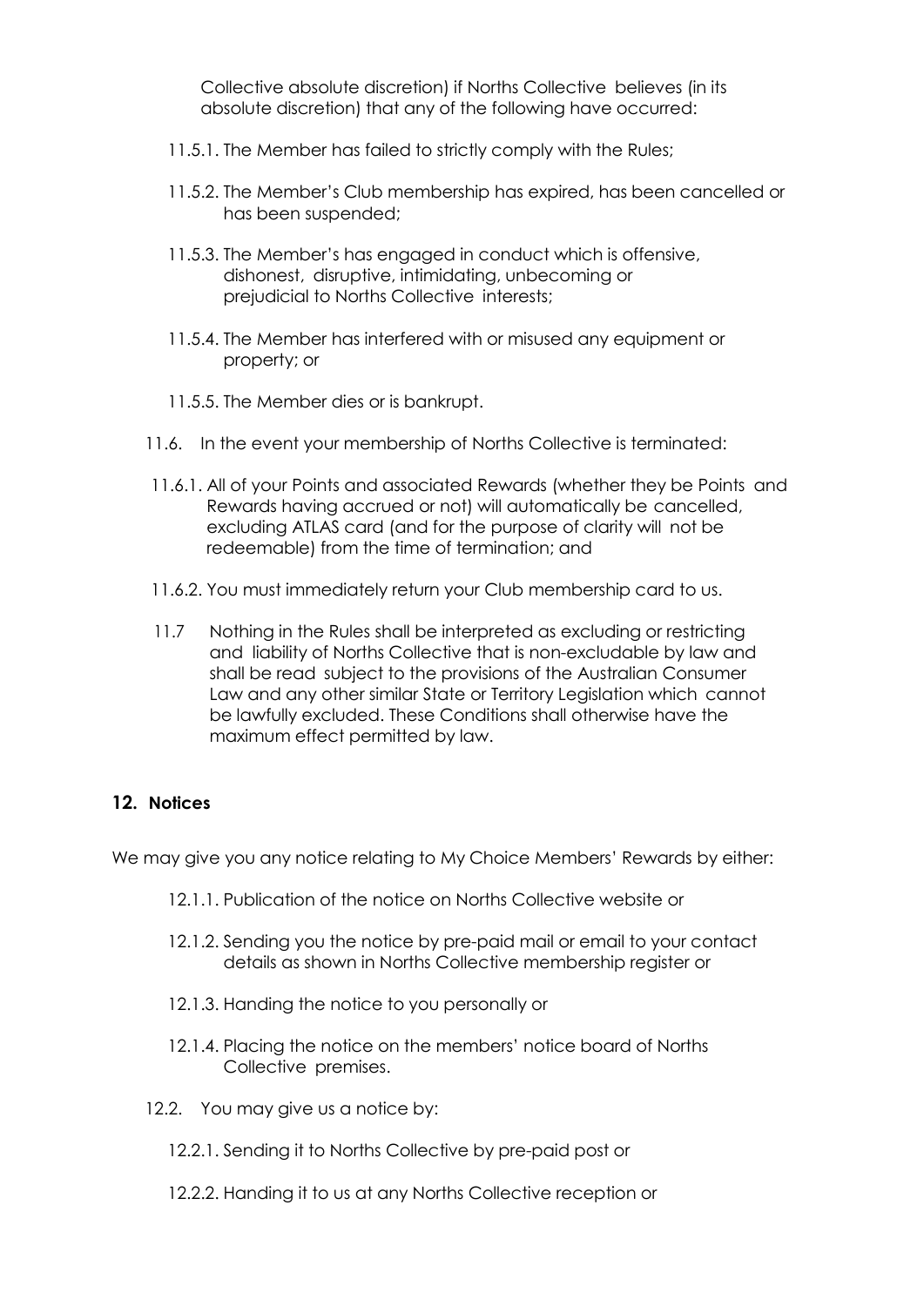Collective absolute discretion) if Norths Collective believes (in its absolute discretion) that any of the following have occurred:

11.5.1. The Member has failed to strictly comply with the Rules;

11.5.2. The Member's Club membership has expired, has been cancelled or has been suspended;

11.5.3. The Member's has engaged in conduct which is offensive, dishonest, disruptive, intimidating, unbecoming or prejudicial to Norths Collective interests;

11.5.4. The Member has interfered with or misused any equipment or property; or

11.5.5. The Member dies or is bankrupt.

11.6. In the event your membership of Norths Collective is terminated:

11.6.1. All of your Points and associated Rewards (whether they be Points and Rewards having accrued or not) will automatically be cancelled, excluding ATLAS card (and for the purpose of clarity will not be redeemable) from the time of termination; and

11.6.2. You must immediately return your Club membership card to us.

11.7 Nothing in the Rules shall be interpreted as excluding or restricting and liability of Norths Collective that is non-excludable by law and shall be read subject to the provisions of the Australian Consumer Law and any other similar State or Territory Legislation which cannot be lawfully excluded. These Conditions shall otherwise have the maximum effect permitted by law.

## 12. Notices

We may give you any notice relating to My Choice Members' Rewards by either:

12.1.1. Publication of the notice on Norths Collective website or

12.1.2. Sending you the notice by pre-paid mail or email to your contact details as shown in Norths Collective membership register or

12.1.3. Handing the notice to you personally or

12.1.4. Placing the notice on the members' notice board of Norths Collective premises.

12.2. You may give us a notice by:

12.2.1. Sending it to Norths Collective by pre-paid post or

12.2.2. Handing it to us at any Norths Collective reception or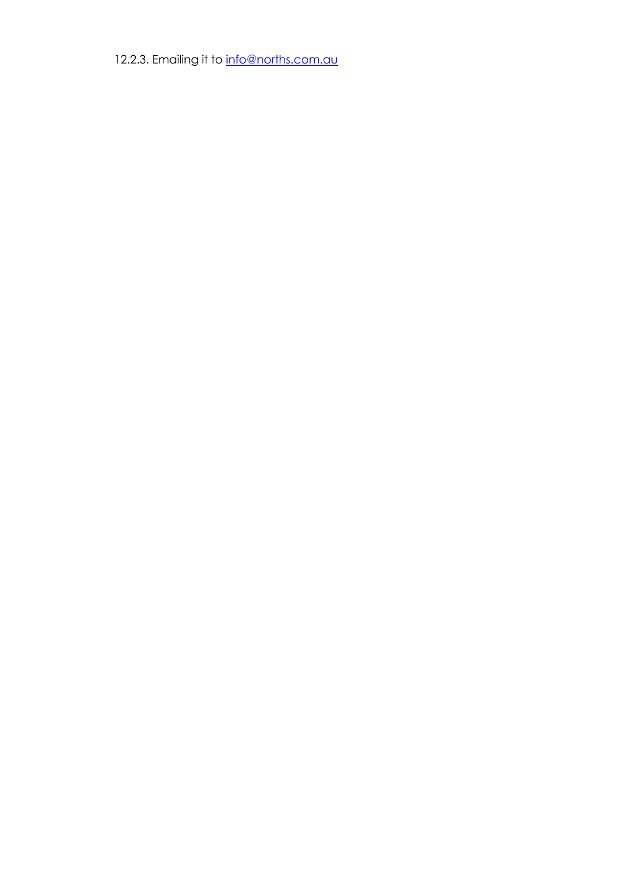12.2.3. Emailing it to info@norths.com.au